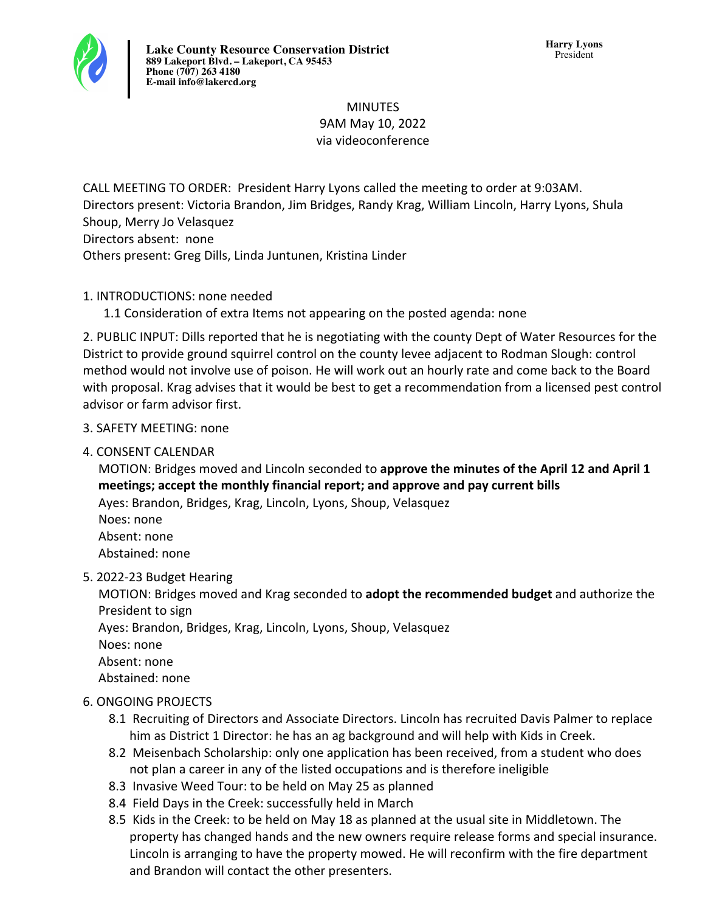**Lake County Resource Conservation District**
**889 Lakeport Blvd. – Lakeport, CA 95453**
**Phone (707) 263 4180**
**E-mail info@lakercd.org**

**Harry Lyons**
President

MINUTES
9AM May 10, 2022
via videoconference

CALL MEETING TO ORDER: President Harry Lyons called the meeting to order at 9:03AM.
Directors present: Victoria Brandon, Jim Bridges, Randy Krag, William Lincoln, Harry Lyons, Shula Shoup, Merry Jo Velasquez
Directors absent: none
Others present: Greg Dills, Linda Juntunen, Kristina Linder

1. INTRODUCTIONS: none needed
   1.1 Consideration of extra Items not appearing on the posted agenda: none

2. PUBLIC INPUT: Dills reported that he is negotiating with the county Dept of Water Resources for the District to provide ground squirrel control on the county levee adjacent to Rodman Slough: control method would not involve use of poison. He will work out an hourly rate and come back to the Board with proposal. Krag advises that it would be best to get a recommendation from a licensed pest control advisor or farm advisor first.

3. SAFETY MEETING: none

4. CONSENT CALENDAR
   MOTION: Bridges moved and Lincoln seconded to **approve the minutes of the April 12 and April 1 meetings; accept the monthly financial report; and approve and pay current bills**
   Ayes: Brandon, Bridges, Krag, Lincoln, Lyons, Shoup, Velasquez
   Noes: none
   Absent: none
   Abstained: none

5. 2022-23 Budget Hearing
   MOTION: Bridges moved and Krag seconded to **adopt the recommended budget** and authorize the President to sign
   Ayes: Brandon, Bridges, Krag, Lincoln, Lyons, Shoup, Velasquez
   Noes: none
   Absent: none
   Abstained: none

6. ONGOING PROJECTS
   8.1 Recruiting of Directors and Associate Directors. Lincoln has recruited Davis Palmer to replace him as District 1 Director: he has an ag background and will help with Kids in Creek.
   8.2 Meisenbach Scholarship: only one application has been received, from a student who does not plan a career in any of the listed occupations and is therefore ineligible
   8.3 Invasive Weed Tour: to be held on May 25 as planned
   8.4 Field Days in the Creek: successfully held in March
   8.5 Kids in the Creek: to be held on May 18 as planned at the usual site in Middletown. The property has changed hands and the new owners require release forms and special insurance. Lincoln is arranging to have the property mowed. He will reconfirm with the fire department and Brandon will contact the other presenters.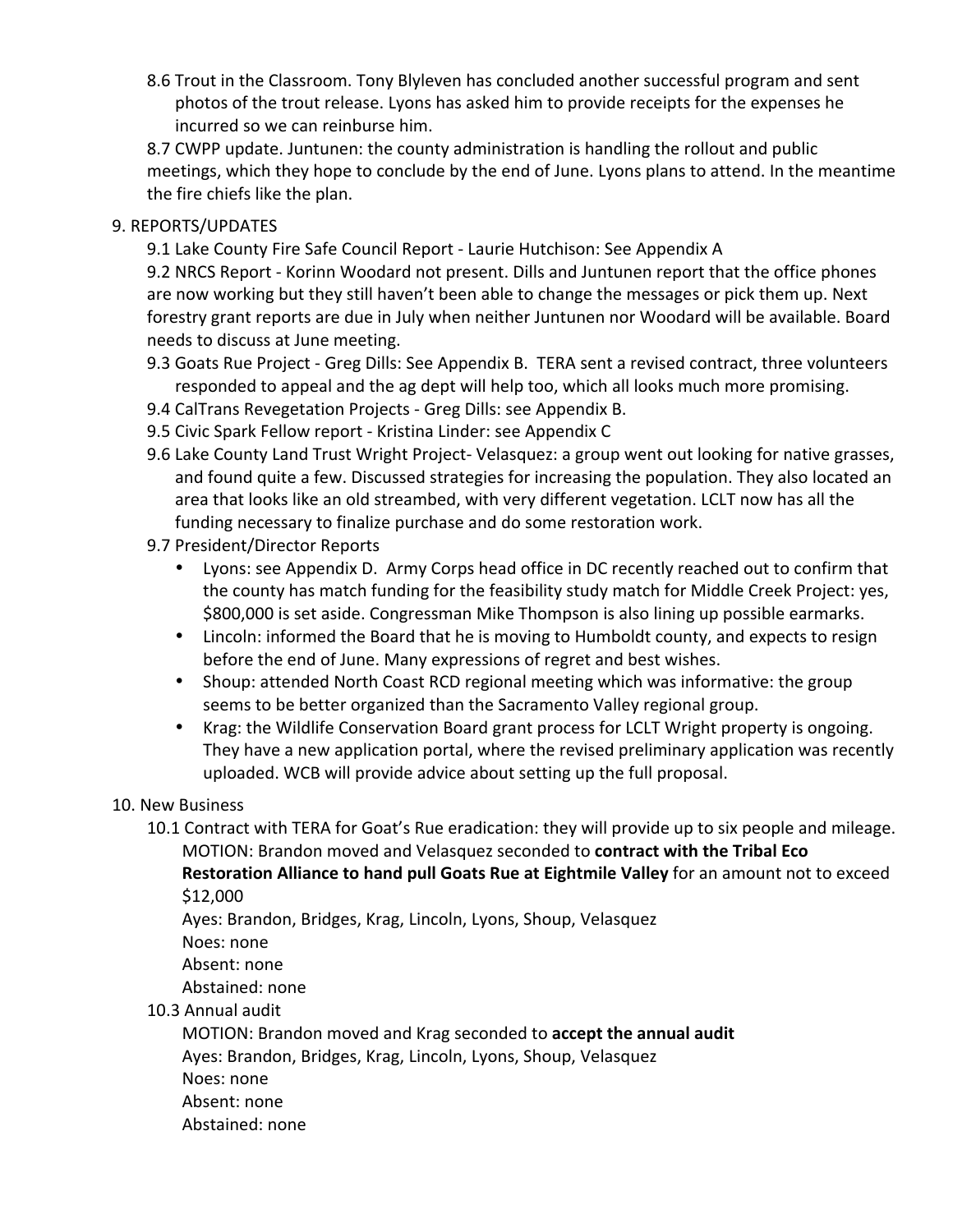8.6 Trout in the Classroom. Tony Blyleven has concluded another successful program and sent photos of the trout release. Lyons has asked him to provide receipts for the expenses he incurred so we can reinburse him.

8.7 CWPP update. Juntunen: the county administration is handling the rollout and public meetings, which they hope to conclude by the end of June. Lyons plans to attend. In the meantime the fire chiefs like the plan.

9. REPORTS/UPDATES

9.1 Lake County Fire Safe Council Report - Laurie Hutchison: See Appendix A

9.2 NRCS Report - Korinn Woodard not present. Dills and Juntunen report that the office phones are now working but they still haven't been able to change the messages or pick them up. Next forestry grant reports are due in July when neither Juntunen nor Woodard will be available. Board needs to discuss at June meeting.

9.3 Goats Rue Project - Greg Dills: See Appendix B. TERA sent a revised contract, three volunteers responded to appeal and the ag dept will help too, which all looks much more promising.

9.4 CalTrans Revegetation Projects - Greg Dills: see Appendix B.

9.5 Civic Spark Fellow report - Kristina Linder: see Appendix C

9.6 Lake County Land Trust Wright Project- Velasquez: a group went out looking for native grasses, and found quite a few. Discussed strategies for increasing the population. They also located an area that looks like an old streambed, with very different vegetation. LCLT now has all the funding necessary to finalize purchase and do some restoration work.

9.7 President/Director Reports

- Lyons: see Appendix D. Army Corps head office in DC recently reached out to confirm that the county has match funding for the feasibility study match for Middle Creek Project: yes, $800,000 is set aside. Congressman Mike Thompson is also lining up possible earmarks.
- Lincoln: informed the Board that he is moving to Humboldt county, and expects to resign before the end of June. Many expressions of regret and best wishes.
- Shoup: attended North Coast RCD regional meeting which was informative: the group seems to be better organized than the Sacramento Valley regional group.
- Krag: the Wildlife Conservation Board grant process for LCLT Wright property is ongoing. They have a new application portal, where the revised preliminary application was recently uploaded. WCB will provide advice about setting up the full proposal.

10. New Business

10.1 Contract with TERA for Goat's Rue eradication: they will provide up to six people and mileage.

MOTION: Brandon moved and Velasquez seconded to **contract with the Tribal Eco Restoration Alliance to hand pull Goats Rue at Eightmile Valley** for an amount not to exceed $12,000

Ayes: Brandon, Bridges, Krag, Lincoln, Lyons, Shoup, Velasquez

Noes: none

Absent: none

Abstained: none

10.3 Annual audit

MOTION: Brandon moved and Krag seconded to **accept the annual audit**

Ayes: Brandon, Bridges, Krag, Lincoln, Lyons, Shoup, Velasquez

Noes: none

Absent: none

Abstained: none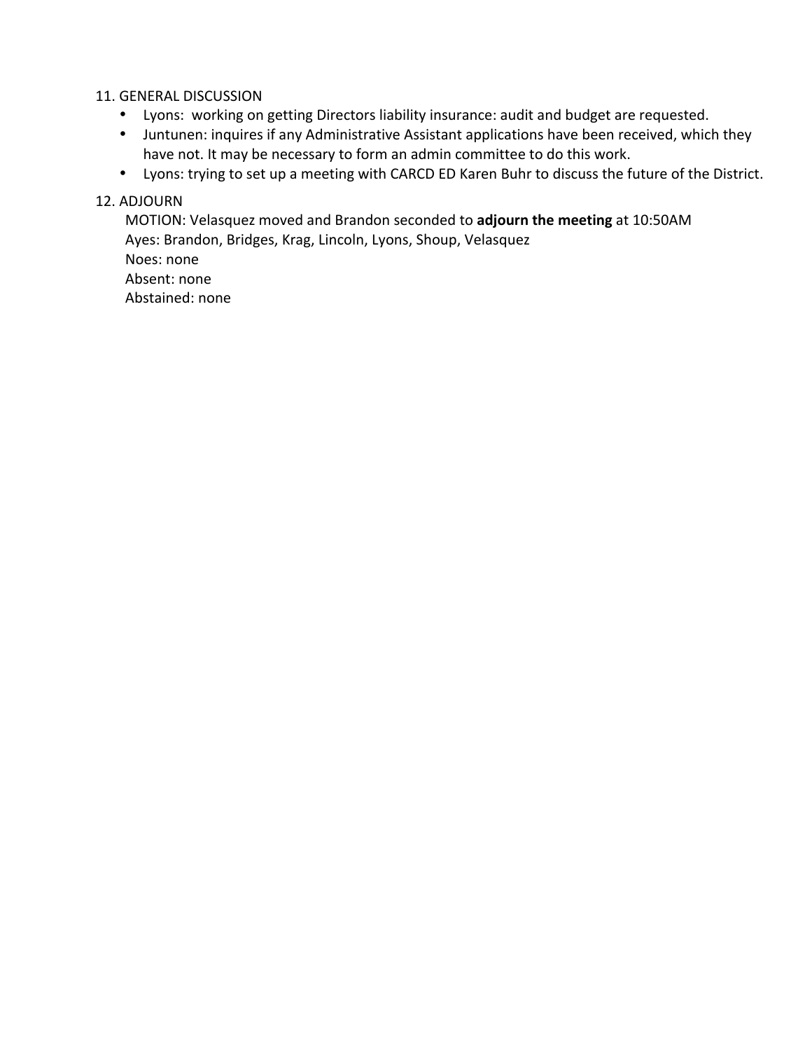11. GENERAL DISCUSSION
    - Lyons: working on getting Directors liability insurance: audit and budget are requested.
    - Juntunen: inquires if any Administrative Assistant applications have been received, which they have not. It may be necessary to form an admin committee to do this work.
    - Lyons: trying to set up a meeting with CARCD ED Karen Buhr to discuss the future of the District.

12. ADJOURN

    MOTION: Velasquez moved and Brandon seconded to **adjourn the meeting** at 10:50AM
    Ayes: Brandon, Bridges, Krag, Lincoln, Lyons, Shoup, Velasquez
    Noes: none
    Absent: none
    Abstained: none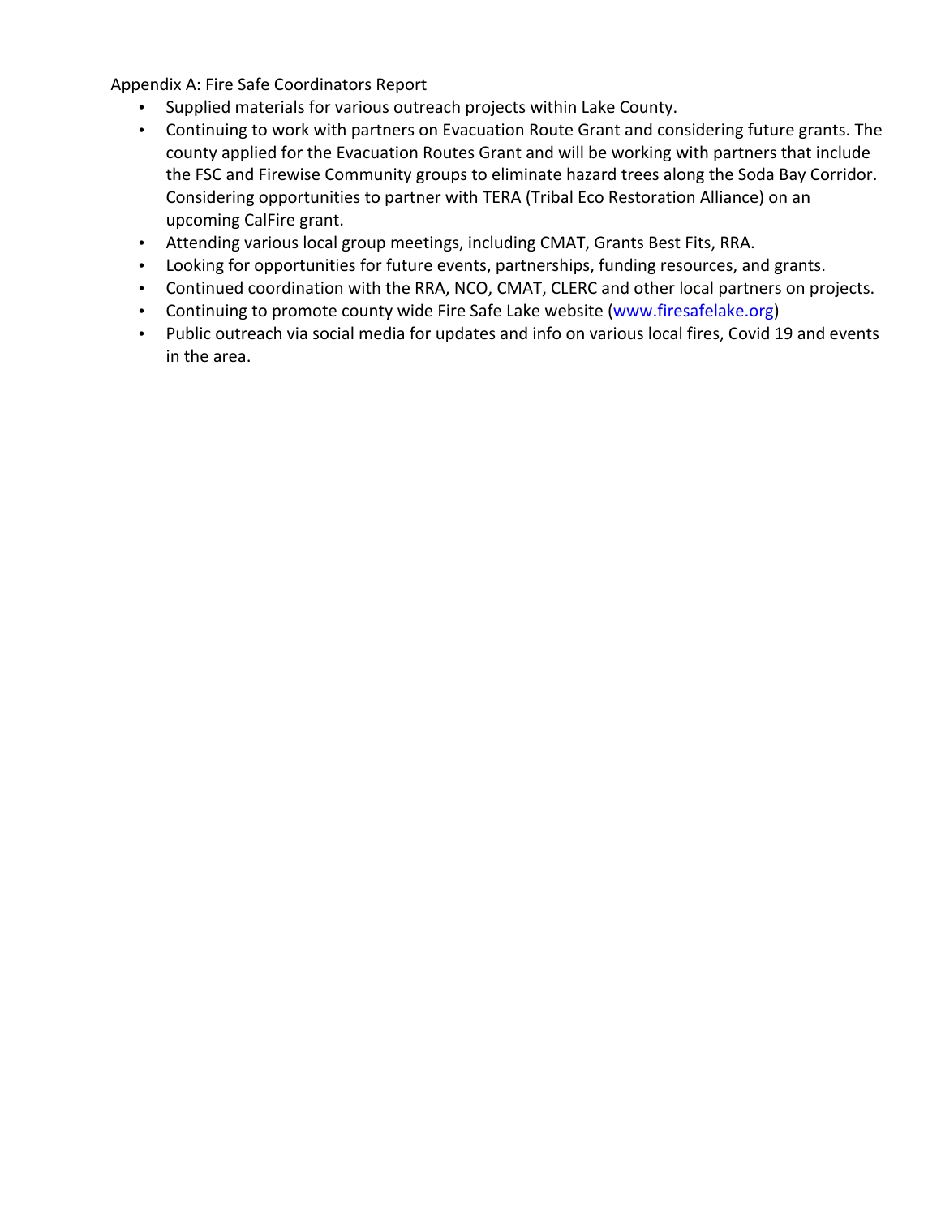Appendix A: Fire Safe Coordinators Report

- Supplied materials for various outreach projects within Lake County.
- Continuing to work with partners on Evacuation Route Grant and considering future grants. The county applied for the Evacuation Routes Grant and will be working with partners that include the FSC and Firewise Community groups to eliminate hazard trees along the Soda Bay Corridor. Considering opportunities to partner with TERA (Tribal Eco Restoration Alliance) on an upcoming CalFire grant.
- Attending various local group meetings, including CMAT, Grants Best Fits, RRA.
- Looking for opportunities for future events, partnerships, funding resources, and grants.
- Continued coordination with the RRA, NCO, CMAT, CLERC and other local partners on projects.
- Continuing to promote county wide Fire Safe Lake website (www.firesafelake.org)
- Public outreach via social media for updates and info on various local fires, Covid 19 and events in the area.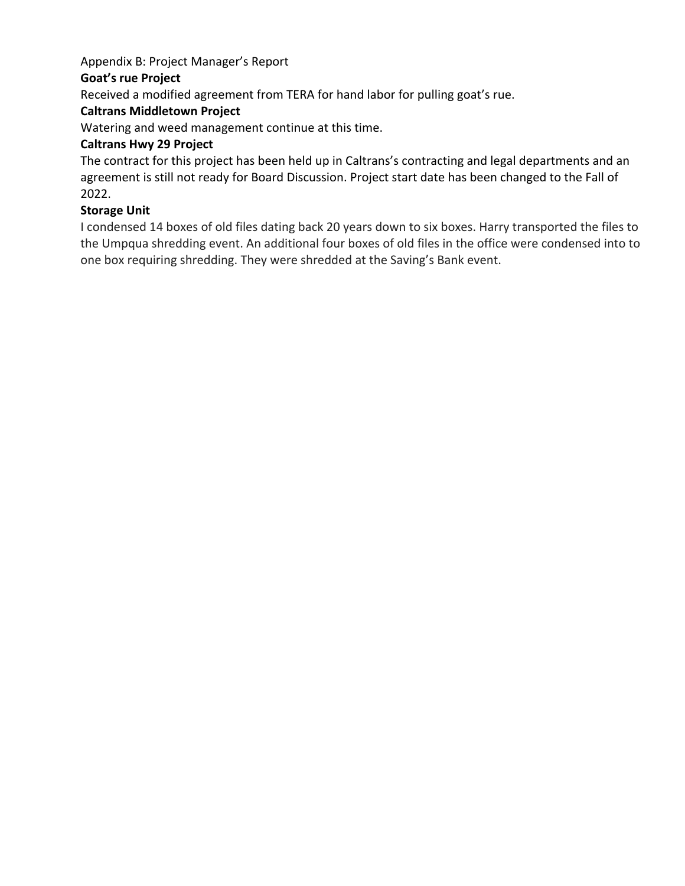Appendix B: Project Manager's Report

**Goat's rue Project**

Received a modified agreement from TERA for hand labor for pulling goat's rue.

**Caltrans Middletown Project**

Watering and weed management continue at this time.

**Caltrans Hwy 29 Project**

The contract for this project has been held up in Caltrans's contracting and legal departments and an agreement is still not ready for Board Discussion. Project start date has been changed to the Fall of 2022.

**Storage Unit**

I condensed 14 boxes of old files dating back 20 years down to six boxes. Harry transported the files to the Umpqua shredding event. An additional four boxes of old files in the office were condensed into to one box requiring shredding. They were shredded at the Saving's Bank event.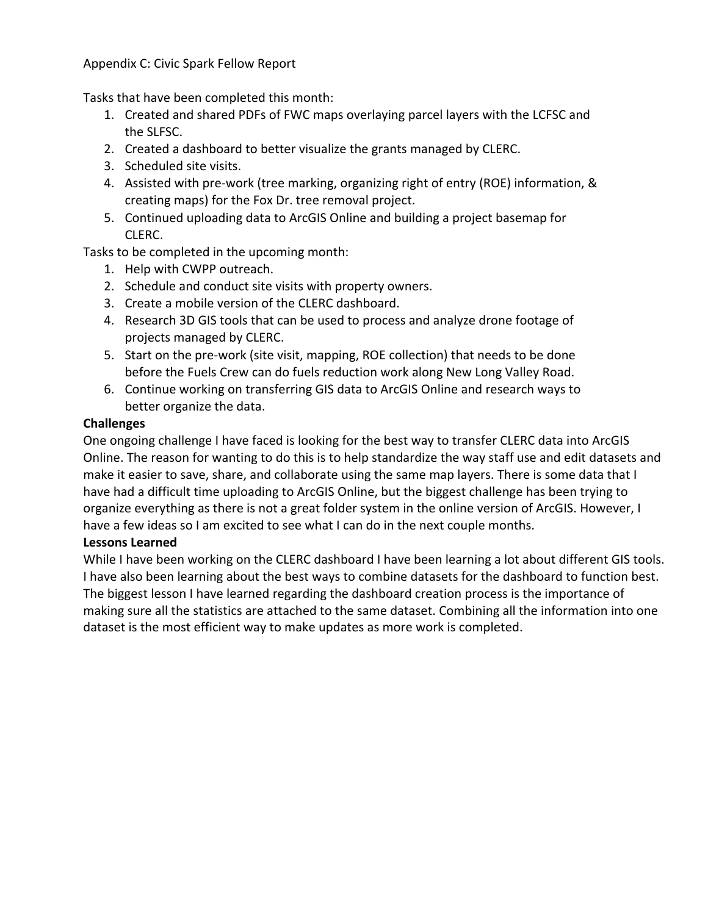Appendix C: Civic Spark Fellow Report

Tasks that have been completed this month:

1. Created and shared PDFs of FWC maps overlaying parcel layers with the LCFSC and the SLFSC.
2. Created a dashboard to better visualize the grants managed by CLERC.
3. Scheduled site visits.
4. Assisted with pre-work (tree marking, organizing right of entry (ROE) information, & creating maps) for the Fox Dr. tree removal project.
5. Continued uploading data to ArcGIS Online and building a project basemap for CLERC.

Tasks to be completed in the upcoming month:

1. Help with CWPP outreach.
2. Schedule and conduct site visits with property owners.
3. Create a mobile version of the CLERC dashboard.
4. Research 3D GIS tools that can be used to process and analyze drone footage of projects managed by CLERC.
5. Start on the pre-work (site visit, mapping, ROE collection) that needs to be done before the Fuels Crew can do fuels reduction work along New Long Valley Road.
6. Continue working on transferring GIS data to ArcGIS Online and research ways to better organize the data.

**Challenges**

One ongoing challenge I have faced is looking for the best way to transfer CLERC data into ArcGIS Online. The reason for wanting to do this is to help standardize the way staff use and edit datasets and make it easier to save, share, and collaborate using the same map layers. There is some data that I have had a difficult time uploading to ArcGIS Online, but the biggest challenge has been trying to organize everything as there is not a great folder system in the online version of ArcGIS. However, I have a few ideas so I am excited to see what I can do in the next couple months.

**Lessons Learned**

While I have been working on the CLERC dashboard I have been learning a lot about different GIS tools. I have also been learning about the best ways to combine datasets for the dashboard to function best. The biggest lesson I have learned regarding the dashboard creation process is the importance of making sure all the statistics are attached to the same dataset. Combining all the information into one dataset is the most efficient way to make updates as more work is completed.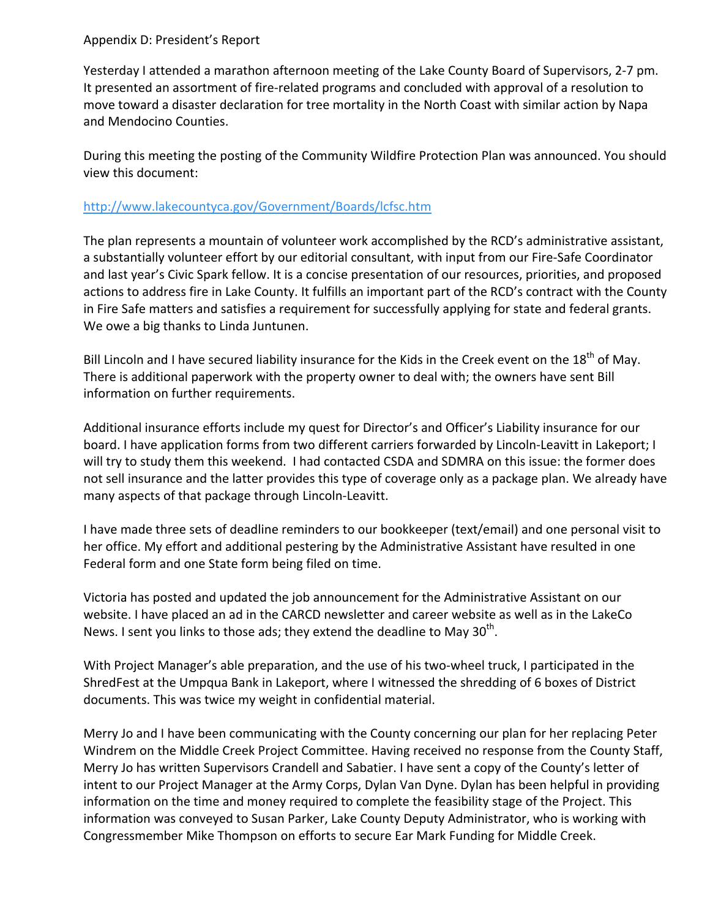Appendix D: President's Report

Yesterday I attended a marathon afternoon meeting of the Lake County Board of Supervisors, 2-7 pm. It presented an assortment of fire-related programs and concluded with approval of a resolution to move toward a disaster declaration for tree mortality in the North Coast with similar action by Napa and Mendocino Counties.

During this meeting the posting of the Community Wildfire Protection Plan was announced. You should view this document:

http://www.lakecountyca.gov/Government/Boards/lcfsc.htm

The plan represents a mountain of volunteer work accomplished by the RCD's administrative assistant, a substantially volunteer effort by our editorial consultant, with input from our Fire-Safe Coordinator and last year's Civic Spark fellow. It is a concise presentation of our resources, priorities, and proposed actions to address fire in Lake County. It fulfills an important part of the RCD's contract with the County in Fire Safe matters and satisfies a requirement for successfully applying for state and federal grants. We owe a big thanks to Linda Juntunen.

Bill Lincoln and I have secured liability insurance for the Kids in the Creek event on the 18th of May. There is additional paperwork with the property owner to deal with; the owners have sent Bill information on further requirements.

Additional insurance efforts include my quest for Director's and Officer's Liability insurance for our board. I have application forms from two different carriers forwarded by Lincoln-Leavitt in Lakeport; I will try to study them this weekend. I had contacted CSDA and SDMRA on this issue: the former does not sell insurance and the latter provides this type of coverage only as a package plan. We already have many aspects of that package through Lincoln-Leavitt.

I have made three sets of deadline reminders to our bookkeeper (text/email) and one personal visit to her office. My effort and additional pestering by the Administrative Assistant have resulted in one Federal form and one State form being filed on time.

Victoria has posted and updated the job announcement for the Administrative Assistant on our website. I have placed an ad in the CARCD newsletter and career website as well as in the LakeCo News. I sent you links to those ads; they extend the deadline to May 30th.

With Project Manager's able preparation, and the use of his two-wheel truck, I participated in the ShredFest at the Umpqua Bank in Lakeport, where I witnessed the shredding of 6 boxes of District documents. This was twice my weight in confidential material.

Merry Jo and I have been communicating with the County concerning our plan for her replacing Peter Windrem on the Middle Creek Project Committee. Having received no response from the County Staff, Merry Jo has written Supervisors Crandell and Sabatier. I have sent a copy of the County's letter of intent to our Project Manager at the Army Corps, Dylan Van Dyne. Dylan has been helpful in providing information on the time and money required to complete the feasibility stage of the Project. This information was conveyed to Susan Parker, Lake County Deputy Administrator, who is working with Congressmember Mike Thompson on efforts to secure Ear Mark Funding for Middle Creek.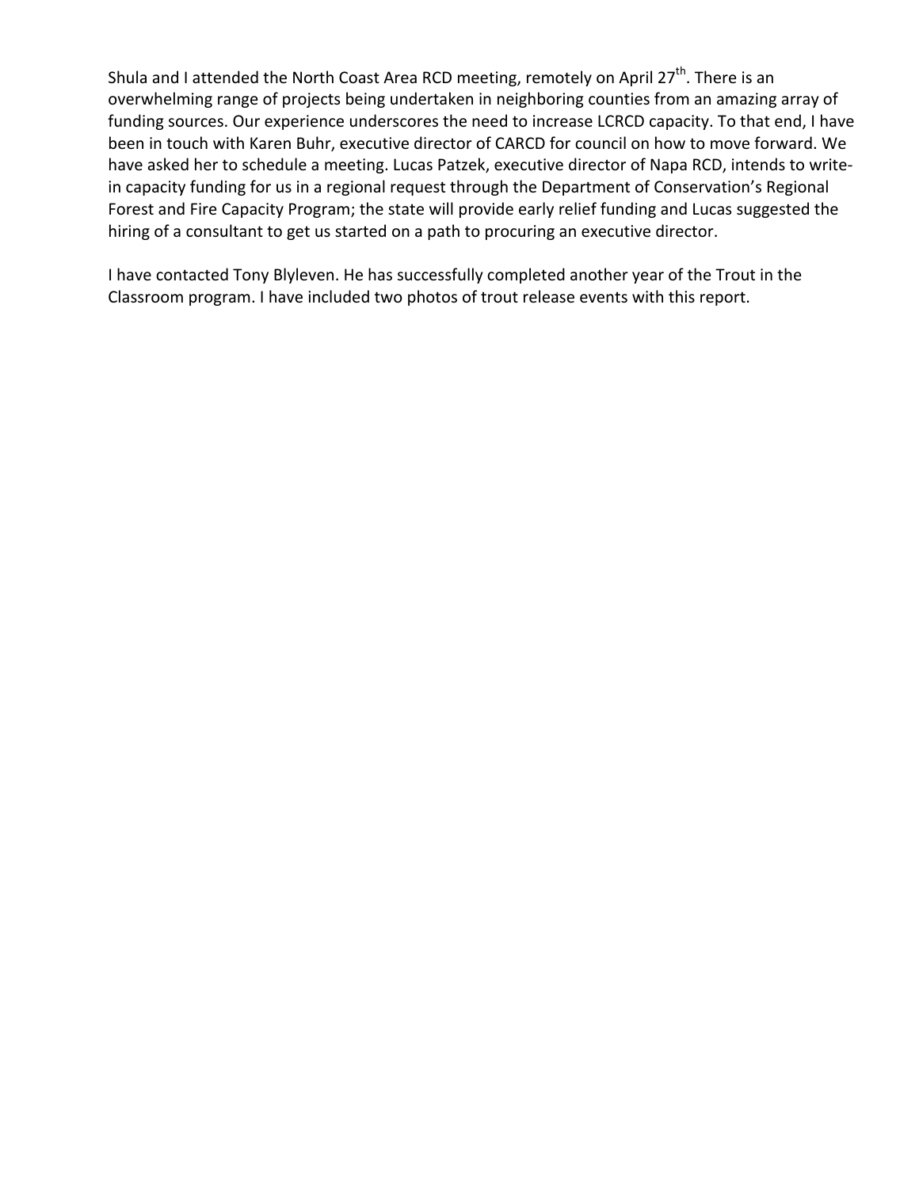Shula and I attended the North Coast Area RCD meeting, remotely on April 27th. There is an overwhelming range of projects being undertaken in neighboring counties from an amazing array of funding sources. Our experience underscores the need to increase LCRCD capacity. To that end, I have been in touch with Karen Buhr, executive director of CARCD for council on how to move forward. We have asked her to schedule a meeting. Lucas Patzek, executive director of Napa RCD, intends to write-in capacity funding for us in a regional request through the Department of Conservation's Regional Forest and Fire Capacity Program; the state will provide early relief funding and Lucas suggested the hiring of a consultant to get us started on a path to procuring an executive director.

I have contacted Tony Blyleven. He has successfully completed another year of the Trout in the Classroom program. I have included two photos of trout release events with this report.